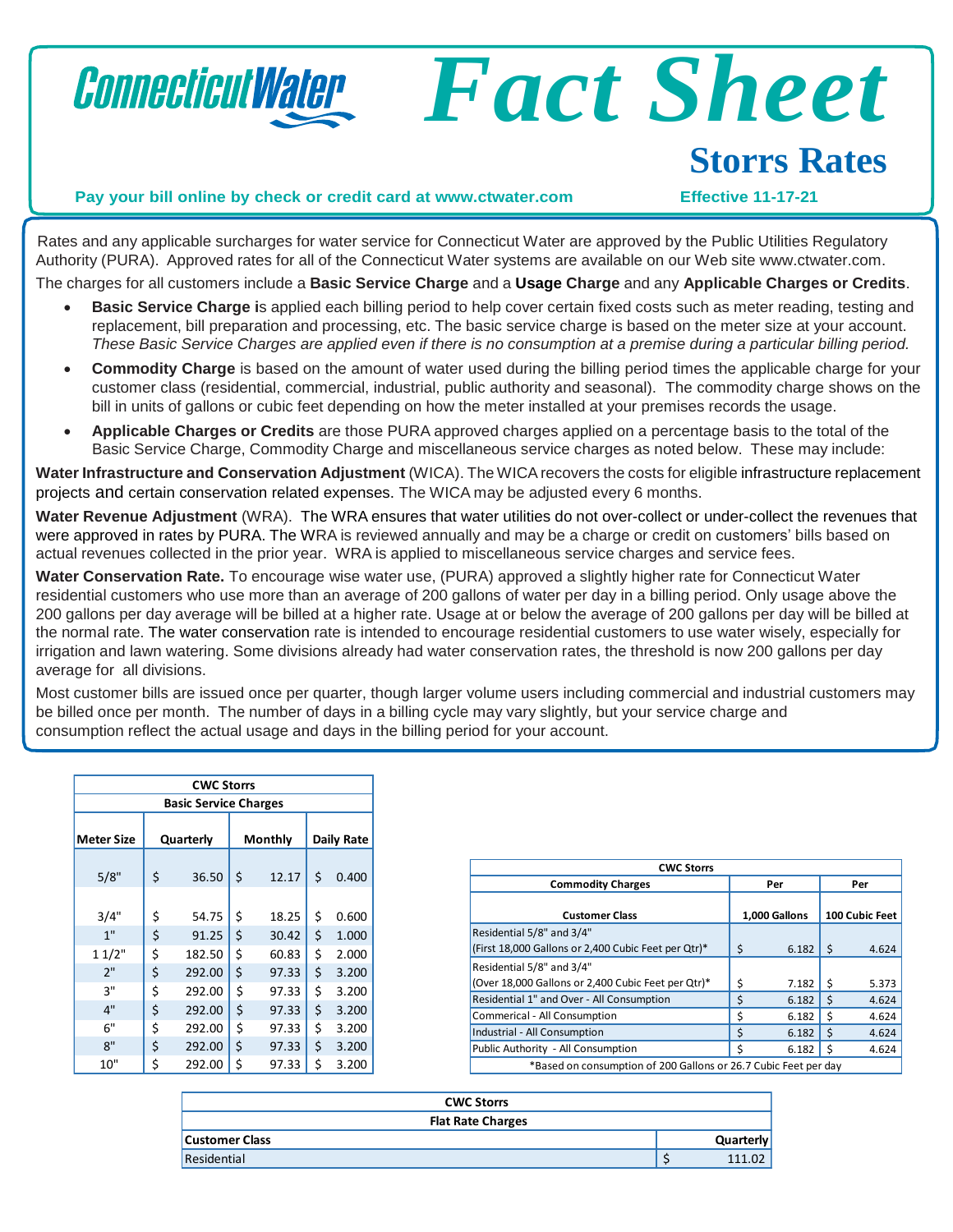# ConnecticutWater Fact Sheet

## Storrs Rates

**Pay your bill online by check or credit card at www.ctwater.com** **Effective 11-17-21**

Rates and any applicable surcharges for water service for Connecticut Water are approved by the Public Utilities Regulatory Authority (PURA). Approved rates for all of the Connecticut Water systems are available on our Web site www.ctwater.com.

The charges for all customers include a **Basic Service Charge** and a **Usage Charge** and any **Applicable Charges or Credits**.

- **Basic Service Charge i**s applied each billing period to help cover certain fixed costs such as meter reading, testing and replacement, bill preparation and processing, etc. The basic service charge is based on the meter size at your account. *These Basic Service Charges are applied even if there is no consumption at a premise during a particular billing period.*
- **Commodity Charge** is based on the amount of water used during the billing period times the applicable charge for your customer class (residential, commercial, industrial, public authority and seasonal). The commodity charge shows on the bill in units of gallons or cubic feet depending on how the meter installed at your premises records the usage.
- **Applicable Charges or Credits** are those PURA approved charges applied on a percentage basis to the total of the Basic Service Charge, Commodity Charge and miscellaneous service charges as noted below. These may include:

**Water Infrastructure and Conservation Adjustment** (WICA). The WICA recovers the costs for eligible infrastructure replacement projects and certain conservation related expenses. The WICA may be adjusted every 6 months.

**Water Revenue Adjustment** (WRA). The WRA ensures that water utilities do not over-collect or under-collect the revenues that were approved in rates by PURA. The WRA is reviewed annually and may be a charge or credit on customers' bills based on actual revenues collected in the prior year. WRA is applied to miscellaneous service charges and service fees.

**Water Conservation Rate.** To encourage wise water use, (PURA) approved a slightly higher rate for Connecticut Water residential customers who use more than an average of 200 gallons of water per day in a billing period. Only usage above the 200 gallons per day average will be billed at a higher rate. Usage at or below the average of 200 gallons per day will be billed at the normal rate. The water conservation rate is intended to encourage residential customers to use water wisely, especially for irrigation and lawn watering. Some divisions already had water conservation rates, the threshold is now 200 gallons per day average for all divisions.

Most customer bills are issued once per quarter, though larger volume users including commercial and industrial customers may be billed once per month. The number of days in a billing cycle may vary slightly, but your service charge and consumption reflect the actual usage and days in the billing period for your account.

| CWC Storrs | | | |
|---|---|---|---|
| **Basic Service Charges** | | | |
| **Meter Size** | **Quarterly** | **Monthly** | **Daily Rate** |
| 5/8" | $ 36.50 | $ 12.17 | $ 0.400 |
| 3/4" | $ 54.75 | $ 18.25 | $ 0.600 |
| 1" | $ 91.25 | $ 30.42 | $ 1.000 |
| 1 1/2" | $ 182.50 | $ 60.83 | $ 2.000 |
| 2" | $ 292.00 | $ 97.33 | $ 3.200 |
| 3" | $ 292.00 | $ 97.33 | $ 3.200 |
| 4" | $ 292.00 | $ 97.33 | $ 3.200 |
| 6" | $ 292.00 | $ 97.33 | $ 3.200 |
| 8" | $ 292.00 | $ 97.33 | $ 3.200 |
| 10" | $ 292.00 | $ 97.33 | $ 3.200 |

| CWC Storrs | | |
|---|---|---|
| **Commodity Charges** | **Per** | **Per** |
| **Customer Class** | **1,000 Gallons** | **100 Cubic Feet** |
| Residential 5/8" and 3/4" (First 18,000 Gallons or 2,400 Cubic Feet per Qtr)* | $ 6.182 | $ 4.624 |
| Residential 5/8" and 3/4" (Over 18,000 Gallons or 2,400 Cubic Feet per Qtr)* | $ 7.182 | $ 5.373 |
| Residential 1" and Over - All Consumption | $ 6.182 | $ 4.624 |
| Commerical - All Consumption | $ 6.182 | $ 4.624 |
| Industrial - All Consumption | $ 6.182 | $ 4.624 |
| Public Authority - All Consumption | $ 6.182 | $ 4.624 |

*Based on consumption of 200 Gallons or 26.7 Cubic Feet per day

| CWC Storrs | |
|---|---|
| **Flat Rate Charges** | |
| **Customer Class** | **Quarterly** |
| Residential | $ 111.02 |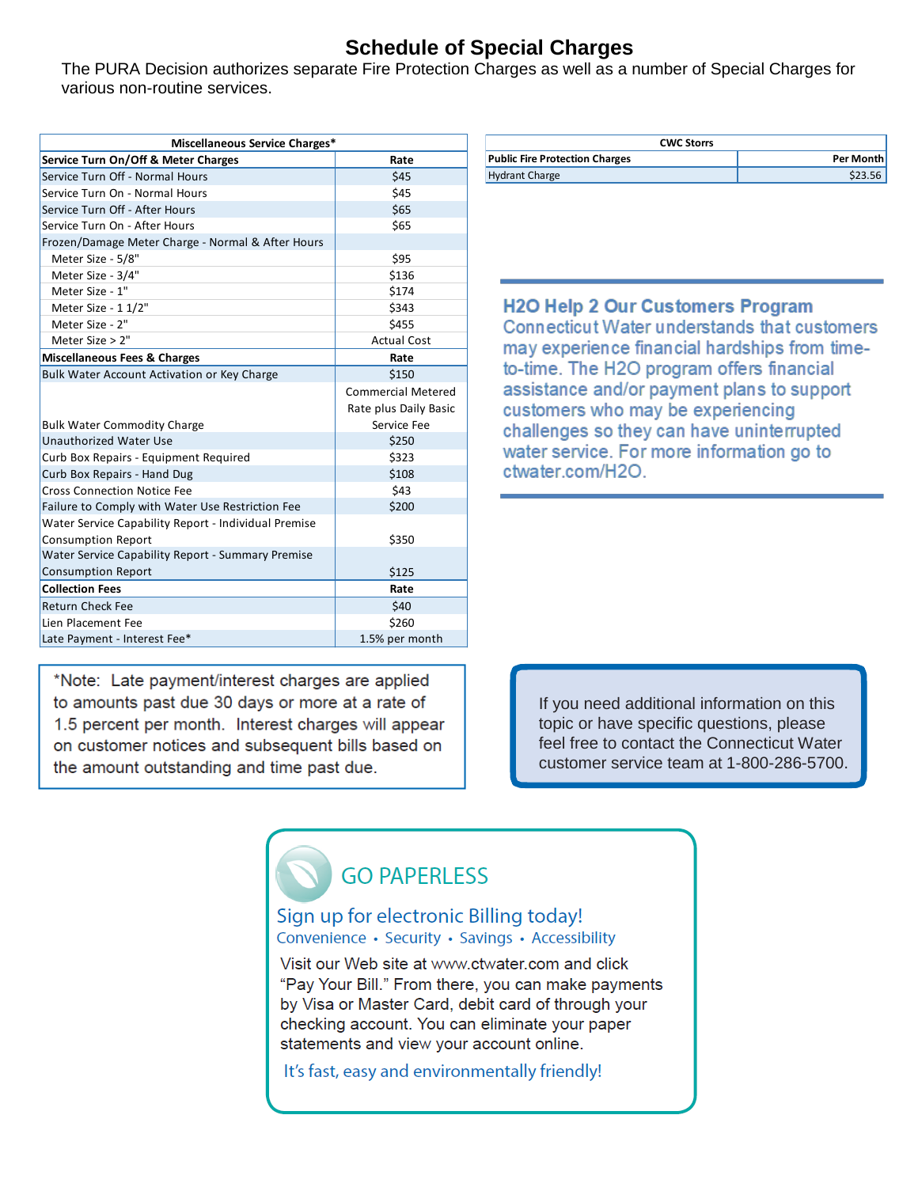# Schedule of Special Charges

The PURA Decision authorizes separate Fire Protection Charges as well as a number of Special Charges for various non-routine services.

| Miscellaneous Service Charges* | |
|---|---|
| **Service Turn On/Off & Meter Charges** | **Rate** |
| Service Turn Off - Normal Hours | $45 |
| Service Turn On - Normal Hours | $45 |
| Service Turn Off - After Hours | $65 |
| Service Turn On - After Hours | $65 |
| Frozen/Damage Meter Charge - Normal & After Hours | |
| Meter Size - 5/8" | $95 |
| Meter Size - 3/4" | $136 |
| Meter Size - 1" | $174 |
| Meter Size - 1 1/2" | $343 |
| Meter Size - 2" | $455 |
| Meter Size > 2" | Actual Cost |
| **Miscellaneous Fees & Charges** | **Rate** |
| Bulk Water Account Activation or Key Charge | $150 |
| Bulk Water Commodity Charge | Commercial Metered Rate plus Daily Basic Service Fee |
| Unauthorized Water Use | $250 |
| Curb Box Repairs - Equipment Required | $323 |
| Curb Box Repairs - Hand Dug | $108 |
| Cross Connection Notice Fee | $43 |
| Failure to Comply with Water Use Restriction Fee | $200 |
| Water Service Capability Report - Individual Premise Consumption Report | $350 |
| Water Service Capability Report - Summary Premise Consumption Report | $125 |
| **Collection Fees** | **Rate** |
| Return Check Fee | $40 |
| Lien Placement Fee | $260 |
| Late Payment - Interest Fee* | 1.5% per month |

*Note: Late payment/interest charges are applied to amounts past due 30 days or more at a rate of 1.5 percent per month. Interest charges will appear on customer notices and subsequent bills based on the amount outstanding and time past due.

| CWC Storrs | |
|---|---|
| **Public Fire Protection Charges** | **Per Month** |
| Hydrant Charge | $23.56 |

## H2O Help 2 Our Customers Program

Connecticut Water understands that customers may experience financial hardships from time-to-time. The H2O program offers financial assistance and/or payment plans to support customers who may be experiencing challenges so they can have uninterrupted water service. For more information go to ctwater.com/H2O.

If you need additional information on this topic or have specific questions, please feel free to contact the Connecticut Water customer service team at 1-800-286-5700.

## GO PAPERLESS

Sign up for electronic Billing today!

Convenience • Security • Savings • Accessibility

Visit our Web site at www.ctwater.com and click "Pay Your Bill." From there, you can make payments by Visa or Master Card, debit card of through your checking account. You can eliminate your paper statements and view your account online.

It's fast, easy and environmentally friendly!